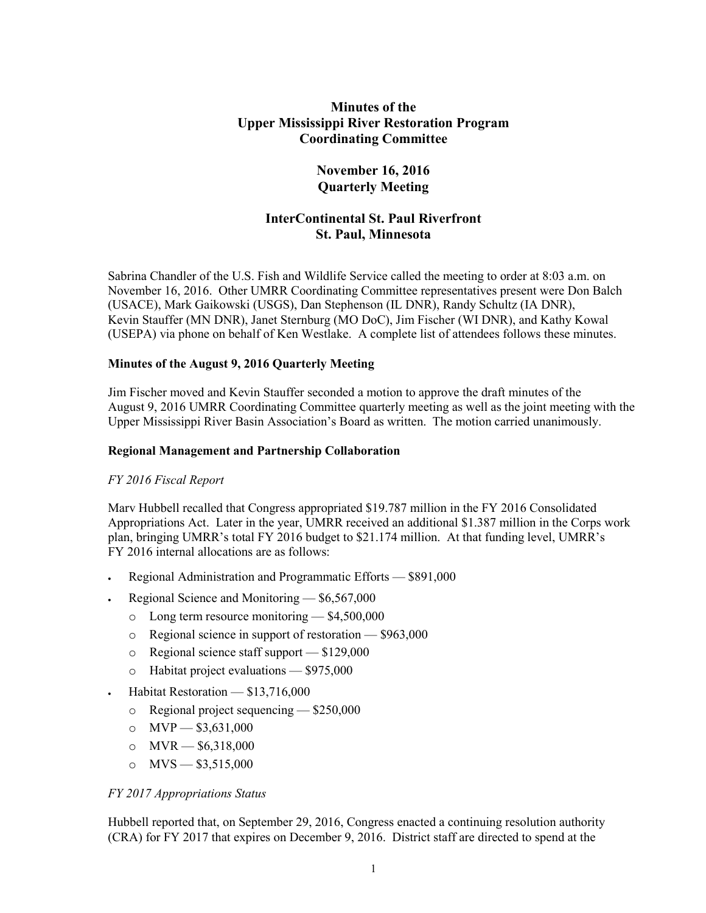# Minutes of the Upper Mississippi River Restoration Program Coordinating Committee

## November 16, 2016 Quarterly Meeting

## InterContinental St. Paul Riverfront St. Paul, Minnesota

Sabrina Chandler of the U.S. Fish and Wildlife Service called the meeting to order at 8:03 a.m. on November 16, 2016. Other UMRR Coordinating Committee representatives present were Don Balch (USACE), Mark Gaikowski (USGS), Dan Stephenson (IL DNR), Randy Schultz (IA DNR), Kevin Stauffer (MN DNR), Janet Sternburg (MO DoC), Jim Fischer (WI DNR), and Kathy Kowal (USEPA) via phone on behalf of Ken Westlake. A complete list of attendees follows these minutes.

**Minutes of the August 9, 2016 Quarterly Meeting**

Jim Fischer moved and Kevin Stauffer seconded a motion to approve the draft minutes of the August 9, 2016 UMRR Coordinating Committee quarterly meeting as well as the joint meeting with the Upper Mississippi River Basin Association's Board as written. The motion carried unanimously.

**Regional Management and Partnership Collaboration**

*FY 2016 Fiscal Report*

Marv Hubbell recalled that Congress appropriated $19.787 million in the FY 2016 Consolidated Appropriations Act. Later in the year, UMRR received an additional $1.387 million in the Corps work plan, bringing UMRR's total FY 2016 budget to $21.174 million. At that funding level, UMRR's FY 2016 internal allocations are as follows:

- Regional Administration and Programmatic Efforts — $891,000
- Regional Science and Monitoring — $6,567,000
  - Long term resource monitoring — $4,500,000
  - Regional science in support of restoration — $963,000
  - Regional science staff support — $129,000
  - Habitat project evaluations — $975,000
- Habitat Restoration — $13,716,000
  - Regional project sequencing — $250,000
  - MVP — $3,631,000
  - MVR — $6,318,000
  - MVS — $3,515,000

*FY 2017 Appropriations Status*

Hubbell reported that, on September 29, 2016, Congress enacted a continuing resolution authority (CRA) for FY 2017 that expires on December 9, 2016. District staff are directed to spend at the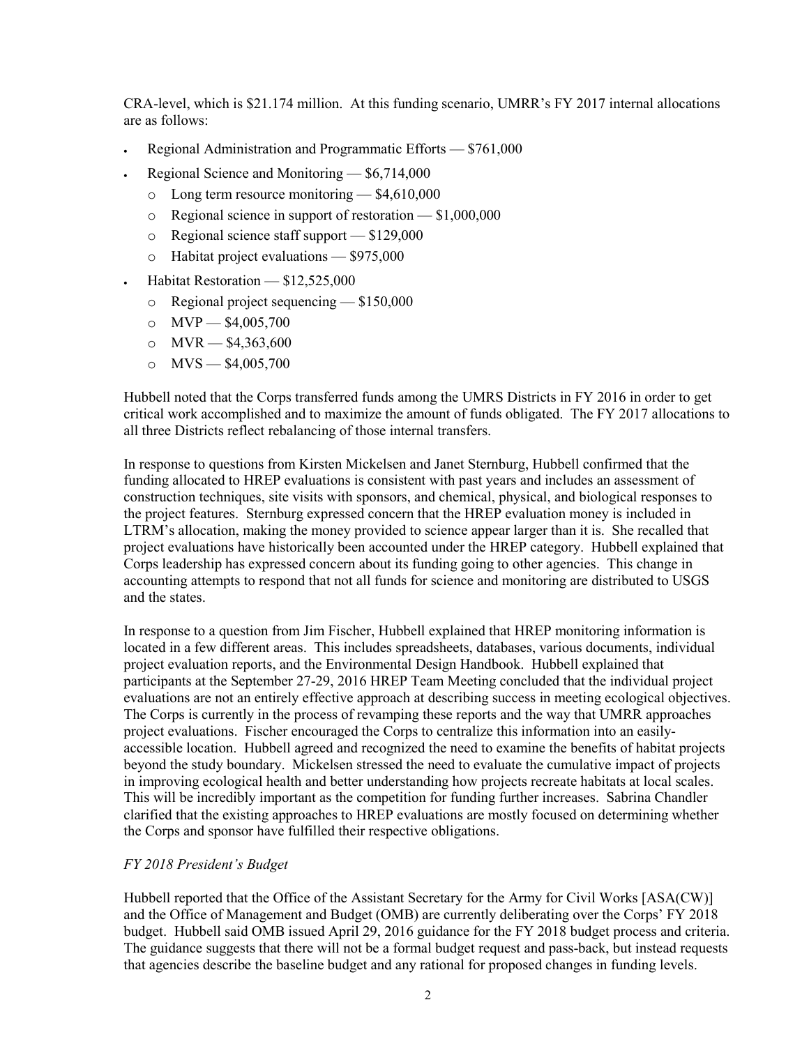CRA-level, which is $21.174 million. At this funding scenario, UMRR's FY 2017 internal allocations are as follows:

- Regional Administration and Programmatic Efforts — $761,000
- Regional Science and Monitoring — $6,714,000
  - Long term resource monitoring — $4,610,000
  - Regional science in support of restoration — $1,000,000
  - Regional science staff support — $129,000
  - Habitat project evaluations — $975,000
- Habitat Restoration — $12,525,000
  - Regional project sequencing — $150,000
  - MVP — $4,005,700
  - MVR — $4,363,600
  - MVS — $4,005,700

Hubbell noted that the Corps transferred funds among the UMRS Districts in FY 2016 in order to get critical work accomplished and to maximize the amount of funds obligated. The FY 2017 allocations to all three Districts reflect rebalancing of those internal transfers.

In response to questions from Kirsten Mickelsen and Janet Sternburg, Hubbell confirmed that the funding allocated to HREP evaluations is consistent with past years and includes an assessment of construction techniques, site visits with sponsors, and chemical, physical, and biological responses to the project features. Sternburg expressed concern that the HREP evaluation money is included in LTRM's allocation, making the money provided to science appear larger than it is. She recalled that project evaluations have historically been accounted under the HREP category. Hubbell explained that Corps leadership has expressed concern about its funding going to other agencies. This change in accounting attempts to respond that not all funds for science and monitoring are distributed to USGS and the states.

In response to a question from Jim Fischer, Hubbell explained that HREP monitoring information is located in a few different areas. This includes spreadsheets, databases, various documents, individual project evaluation reports, and the Environmental Design Handbook. Hubbell explained that participants at the September 27-29, 2016 HREP Team Meeting concluded that the individual project evaluations are not an entirely effective approach at describing success in meeting ecological objectives. The Corps is currently in the process of revamping these reports and the way that UMRR approaches project evaluations. Fischer encouraged the Corps to centralize this information into an easily-accessible location. Hubbell agreed and recognized the need to examine the benefits of habitat projects beyond the study boundary. Mickelsen stressed the need to evaluate the cumulative impact of projects in improving ecological health and better understanding how projects recreate habitats at local scales. This will be incredibly important as the competition for funding further increases. Sabrina Chandler clarified that the existing approaches to HREP evaluations are mostly focused on determining whether the Corps and sponsor have fulfilled their respective obligations.

*FY 2018 President's Budget*

Hubbell reported that the Office of the Assistant Secretary for the Army for Civil Works [ASA(CW)] and the Office of Management and Budget (OMB) are currently deliberating over the Corps' FY 2018 budget. Hubbell said OMB issued April 29, 2016 guidance for the FY 2018 budget process and criteria. The guidance suggests that there will not be a formal budget request and pass-back, but instead requests that agencies describe the baseline budget and any rational for proposed changes in funding levels.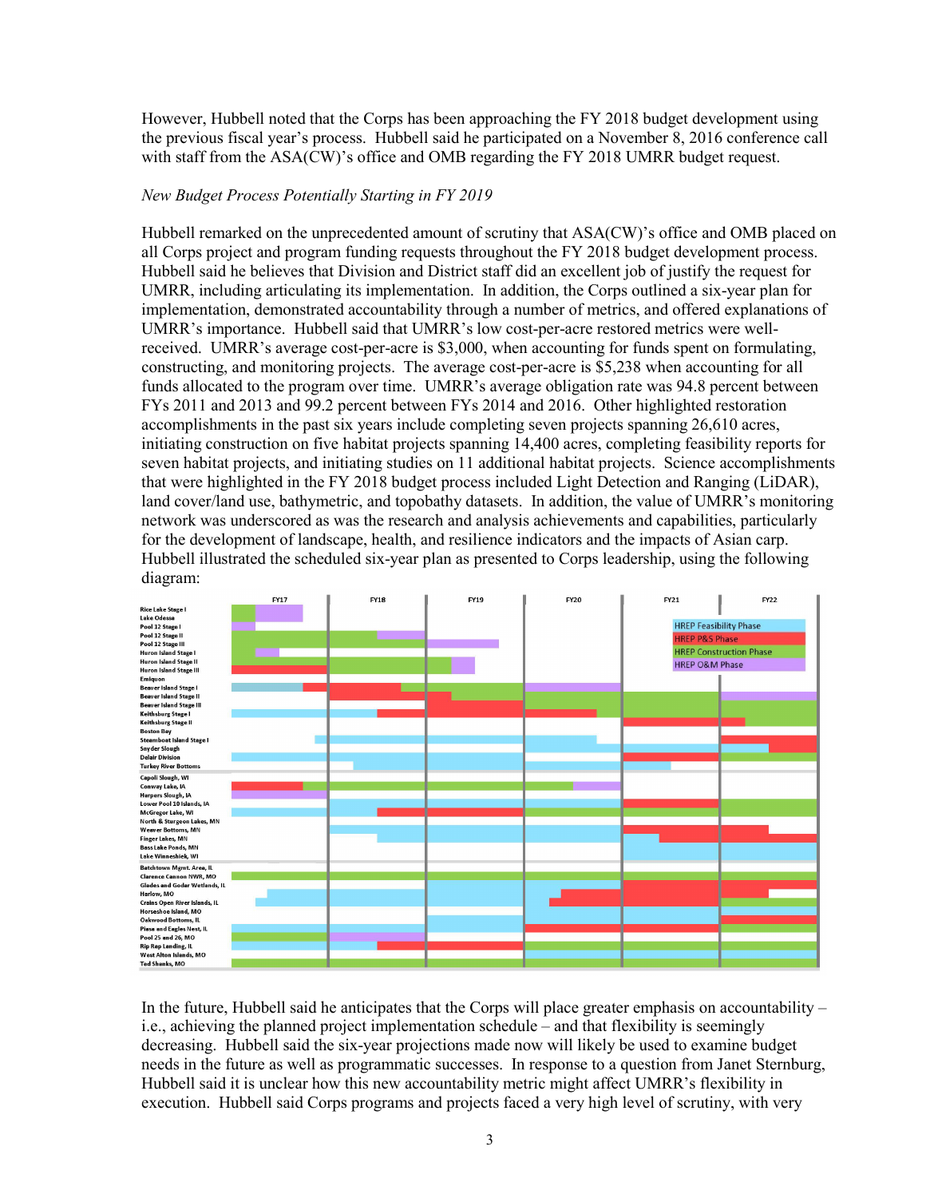However, Hubbell noted that the Corps has been approaching the FY 2018 budget development using the previous fiscal year's process. Hubbell said he participated on a November 8, 2016 conference call with staff from the ASA(CW)'s office and OMB regarding the FY 2018 UMRR budget request.

*New Budget Process Potentially Starting in FY 2019*

Hubbell remarked on the unprecedented amount of scrutiny that ASA(CW)'s office and OMB placed on all Corps project and program funding requests throughout the FY 2018 budget development process. Hubbell said he believes that Division and District staff did an excellent job of justify the request for UMRR, including articulating its implementation. In addition, the Corps outlined a six-year plan for implementation, demonstrated accountability through a number of metrics, and offered explanations of UMRR's importance. Hubbell said that UMRR's low cost-per-acre restored metrics were well-received. UMRR's average cost-per-acre is $3,000, when accounting for funds spent on formulating, constructing, and monitoring projects. The average cost-per-acre is $5,238 when accounting for all funds allocated to the program over time. UMRR's average obligation rate was 94.8 percent between FYs 2011 and 2013 and 99.2 percent between FYs 2014 and 2016. Other highlighted restoration accomplishments in the past six years include completing seven projects spanning 26,610 acres, initiating construction on five habitat projects spanning 14,400 acres, completing feasibility reports for seven habitat projects, and initiating studies on 11 additional habitat projects. Science accomplishments that were highlighted in the FY 2018 budget process included Light Detection and Ranging (LiDAR), land cover/land use, bathymetric, and topobathy datasets. In addition, the value of UMRR's monitoring network was underscored as was the research and analysis achievements and capabilities, particularly for the development of landscape, health, and resilience indicators and the impacts of Asian carp. Hubbell illustrated the scheduled six-year plan as presented to Corps leadership, using the following diagram:

In the future, Hubbell said he anticipates that the Corps will place greater emphasis on accountability – i.e., achieving the planned project implementation schedule – and that flexibility is seemingly decreasing. Hubbell said the six-year projections made now will likely be used to examine budget needs in the future as well as programmatic successes. In response to a question from Janet Sternburg, Hubbell said it is unclear how this new accountability metric might affect UMRR's flexibility in execution. Hubbell said Corps programs and projects faced a very high level of scrutiny, with very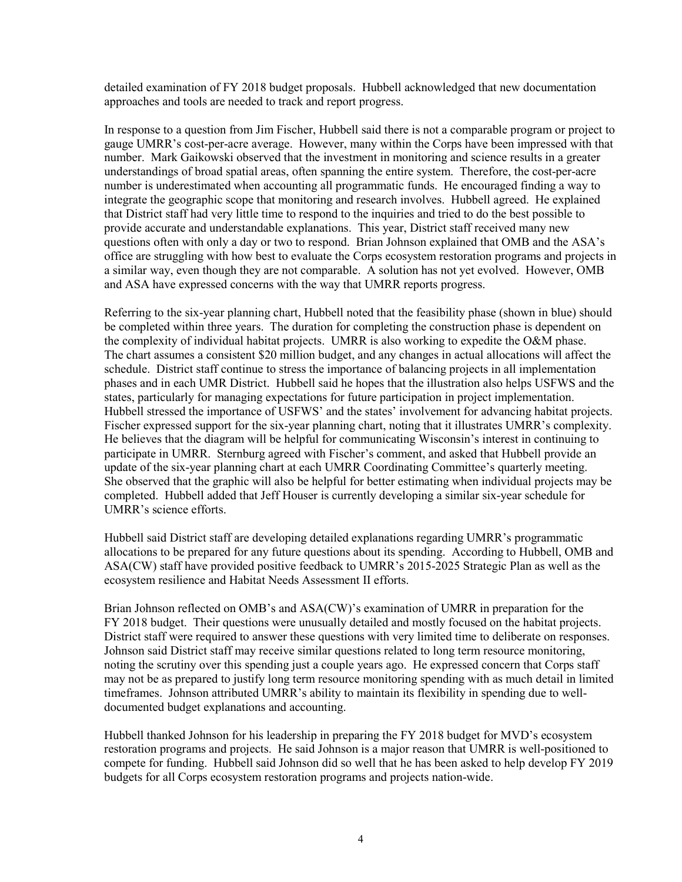detailed examination of FY 2018 budget proposals. Hubbell acknowledged that new documentation approaches and tools are needed to track and report progress.

In response to a question from Jim Fischer, Hubbell said there is not a comparable program or project to gauge UMRR's cost-per-acre average. However, many within the Corps have been impressed with that number. Mark Gaikowski observed that the investment in monitoring and science results in a greater understandings of broad spatial areas, often spanning the entire system. Therefore, the cost-per-acre number is underestimated when accounting all programmatic funds. He encouraged finding a way to integrate the geographic scope that monitoring and research involves. Hubbell agreed. He explained that District staff had very little time to respond to the inquiries and tried to do the best possible to provide accurate and understandable explanations. This year, District staff received many new questions often with only a day or two to respond. Brian Johnson explained that OMB and the ASA's office are struggling with how best to evaluate the Corps ecosystem restoration programs and projects in a similar way, even though they are not comparable. A solution has not yet evolved. However, OMB and ASA have expressed concerns with the way that UMRR reports progress.

Referring to the six-year planning chart, Hubbell noted that the feasibility phase (shown in blue) should be completed within three years. The duration for completing the construction phase is dependent on the complexity of individual habitat projects. UMRR is also working to expedite the O&M phase. The chart assumes a consistent \$20 million budget, and any changes in actual allocations will affect the schedule. District staff continue to stress the importance of balancing projects in all implementation phases and in each UMR District. Hubbell said he hopes that the illustration also helps USFWS and the states, particularly for managing expectations for future participation in project implementation. Hubbell stressed the importance of USFWS' and the states' involvement for advancing habitat projects. Fischer expressed support for the six-year planning chart, noting that it illustrates UMRR's complexity. He believes that the diagram will be helpful for communicating Wisconsin's interest in continuing to participate in UMRR. Sternburg agreed with Fischer's comment, and asked that Hubbell provide an update of the six-year planning chart at each UMRR Coordinating Committee's quarterly meeting. She observed that the graphic will also be helpful for better estimating when individual projects may be completed. Hubbell added that Jeff Houser is currently developing a similar six-year schedule for UMRR's science efforts.

Hubbell said District staff are developing detailed explanations regarding UMRR's programmatic allocations to be prepared for any future questions about its spending. According to Hubbell, OMB and ASA(CW) staff have provided positive feedback to UMRR's 2015-2025 Strategic Plan as well as the ecosystem resilience and Habitat Needs Assessment II efforts.

Brian Johnson reflected on OMB's and ASA(CW)'s examination of UMRR in preparation for the FY 2018 budget. Their questions were unusually detailed and mostly focused on the habitat projects. District staff were required to answer these questions with very limited time to deliberate on responses. Johnson said District staff may receive similar questions related to long term resource monitoring, noting the scrutiny over this spending just a couple years ago. He expressed concern that Corps staff may not be as prepared to justify long term resource monitoring spending with as much detail in limited timeframes. Johnson attributed UMRR's ability to maintain its flexibility in spending due to well-documented budget explanations and accounting.

Hubbell thanked Johnson for his leadership in preparing the FY 2018 budget for MVD's ecosystem restoration programs and projects. He said Johnson is a major reason that UMRR is well-positioned to compete for funding. Hubbell said Johnson did so well that he has been asked to help develop FY 2019 budgets for all Corps ecosystem restoration programs and projects nation-wide.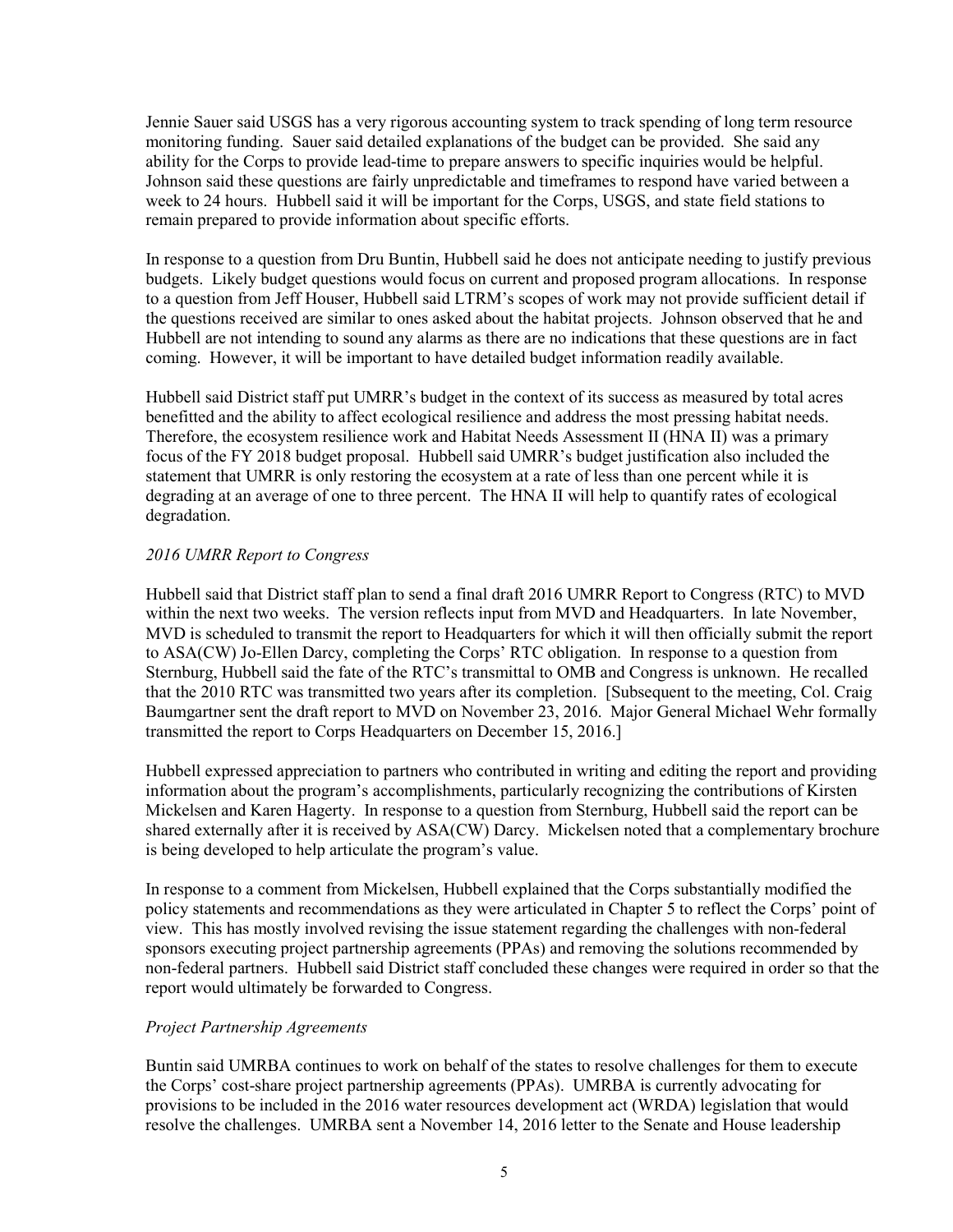Jennie Sauer said USGS has a very rigorous accounting system to track spending of long term resource monitoring funding. Sauer said detailed explanations of the budget can be provided. She said any ability for the Corps to provide lead-time to prepare answers to specific inquiries would be helpful. Johnson said these questions are fairly unpredictable and timeframes to respond have varied between a week to 24 hours. Hubbell said it will be important for the Corps, USGS, and state field stations to remain prepared to provide information about specific efforts.

In response to a question from Dru Buntin, Hubbell said he does not anticipate needing to justify previous budgets. Likely budget questions would focus on current and proposed program allocations. In response to a question from Jeff Houser, Hubbell said LTRM's scopes of work may not provide sufficient detail if the questions received are similar to ones asked about the habitat projects. Johnson observed that he and Hubbell are not intending to sound any alarms as there are no indications that these questions are in fact coming. However, it will be important to have detailed budget information readily available.

Hubbell said District staff put UMRR's budget in the context of its success as measured by total acres benefitted and the ability to affect ecological resilience and address the most pressing habitat needs. Therefore, the ecosystem resilience work and Habitat Needs Assessment II (HNA II) was a primary focus of the FY 2018 budget proposal. Hubbell said UMRR's budget justification also included the statement that UMRR is only restoring the ecosystem at a rate of less than one percent while it is degrading at an average of one to three percent. The HNA II will help to quantify rates of ecological degradation.

*2016 UMRR Report to Congress*

Hubbell said that District staff plan to send a final draft 2016 UMRR Report to Congress (RTC) to MVD within the next two weeks. The version reflects input from MVD and Headquarters. In late November, MVD is scheduled to transmit the report to Headquarters for which it will then officially submit the report to ASA(CW) Jo-Ellen Darcy, completing the Corps' RTC obligation. In response to a question from Sternburg, Hubbell said the fate of the RTC's transmittal to OMB and Congress is unknown. He recalled that the 2010 RTC was transmitted two years after its completion. [Subsequent to the meeting, Col. Craig Baumgartner sent the draft report to MVD on November 23, 2016. Major General Michael Wehr formally transmitted the report to Corps Headquarters on December 15, 2016.]

Hubbell expressed appreciation to partners who contributed in writing and editing the report and providing information about the program's accomplishments, particularly recognizing the contributions of Kirsten Mickelsen and Karen Hagerty. In response to a question from Sternburg, Hubbell said the report can be shared externally after it is received by ASA(CW) Darcy. Mickelsen noted that a complementary brochure is being developed to help articulate the program's value.

In response to a comment from Mickelsen, Hubbell explained that the Corps substantially modified the policy statements and recommendations as they were articulated in Chapter 5 to reflect the Corps' point of view. This has mostly involved revising the issue statement regarding the challenges with non-federal sponsors executing project partnership agreements (PPAs) and removing the solutions recommended by non-federal partners. Hubbell said District staff concluded these changes were required in order so that the report would ultimately be forwarded to Congress.

*Project Partnership Agreements*

Buntin said UMRBA continues to work on behalf of the states to resolve challenges for them to execute the Corps' cost-share project partnership agreements (PPAs). UMRBA is currently advocating for provisions to be included in the 2016 water resources development act (WRDA) legislation that would resolve the challenges. UMRBA sent a November 14, 2016 letter to the Senate and House leadership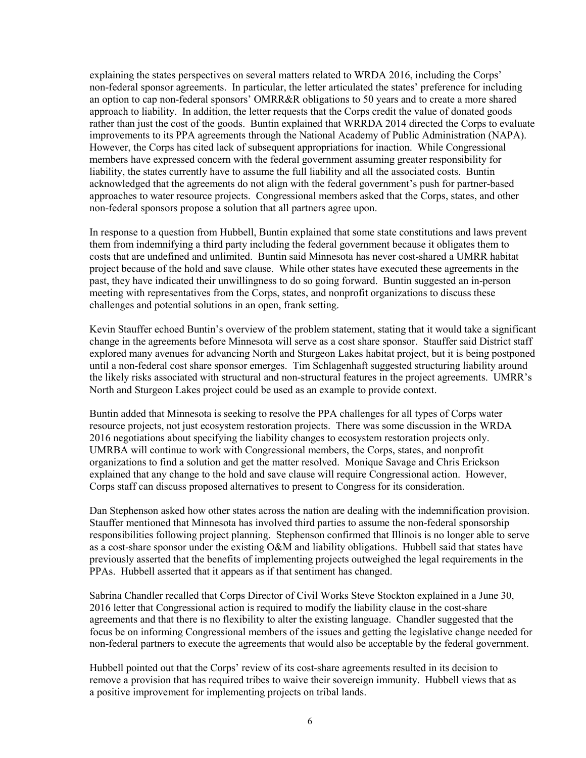explaining the states perspectives on several matters related to WRDA 2016, including the Corps' non-federal sponsor agreements. In particular, the letter articulated the states' preference for including an option to cap non-federal sponsors' OMRR&R obligations to 50 years and to create a more shared approach to liability. In addition, the letter requests that the Corps credit the value of donated goods rather than just the cost of the goods. Buntin explained that WRRDA 2014 directed the Corps to evaluate improvements to its PPA agreements through the National Academy of Public Administration (NAPA). However, the Corps has cited lack of subsequent appropriations for inaction. While Congressional members have expressed concern with the federal government assuming greater responsibility for liability, the states currently have to assume the full liability and all the associated costs. Buntin acknowledged that the agreements do not align with the federal government's push for partner-based approaches to water resource projects. Congressional members asked that the Corps, states, and other non-federal sponsors propose a solution that all partners agree upon.

In response to a question from Hubbell, Buntin explained that some state constitutions and laws prevent them from indemnifying a third party including the federal government because it obligates them to costs that are undefined and unlimited. Buntin said Minnesota has never cost-shared a UMRR habitat project because of the hold and save clause. While other states have executed these agreements in the past, they have indicated their unwillingness to do so going forward. Buntin suggested an in-person meeting with representatives from the Corps, states, and nonprofit organizations to discuss these challenges and potential solutions in an open, frank setting.

Kevin Stauffer echoed Buntin's overview of the problem statement, stating that it would take a significant change in the agreements before Minnesota will serve as a cost share sponsor. Stauffer said District staff explored many avenues for advancing North and Sturgeon Lakes habitat project, but it is being postponed until a non-federal cost share sponsor emerges. Tim Schlagenhaft suggested structuring liability around the likely risks associated with structural and non-structural features in the project agreements. UMRR's North and Sturgeon Lakes project could be used as an example to provide context.

Buntin added that Minnesota is seeking to resolve the PPA challenges for all types of Corps water resource projects, not just ecosystem restoration projects. There was some discussion in the WRDA 2016 negotiations about specifying the liability changes to ecosystem restoration projects only. UMRBA will continue to work with Congressional members, the Corps, states, and nonprofit organizations to find a solution and get the matter resolved. Monique Savage and Chris Erickson explained that any change to the hold and save clause will require Congressional action. However, Corps staff can discuss proposed alternatives to present to Congress for its consideration.

Dan Stephenson asked how other states across the nation are dealing with the indemnification provision. Stauffer mentioned that Minnesota has involved third parties to assume the non-federal sponsorship responsibilities following project planning. Stephenson confirmed that Illinois is no longer able to serve as a cost-share sponsor under the existing O&M and liability obligations. Hubbell said that states have previously asserted that the benefits of implementing projects outweighed the legal requirements in the PPAs. Hubbell asserted that it appears as if that sentiment has changed.

Sabrina Chandler recalled that Corps Director of Civil Works Steve Stockton explained in a June 30, 2016 letter that Congressional action is required to modify the liability clause in the cost-share agreements and that there is no flexibility to alter the existing language. Chandler suggested that the focus be on informing Congressional members of the issues and getting the legislative change needed for non-federal partners to execute the agreements that would also be acceptable by the federal government.

Hubbell pointed out that the Corps' review of its cost-share agreements resulted in its decision to remove a provision that has required tribes to waive their sovereign immunity. Hubbell views that as a positive improvement for implementing projects on tribal lands.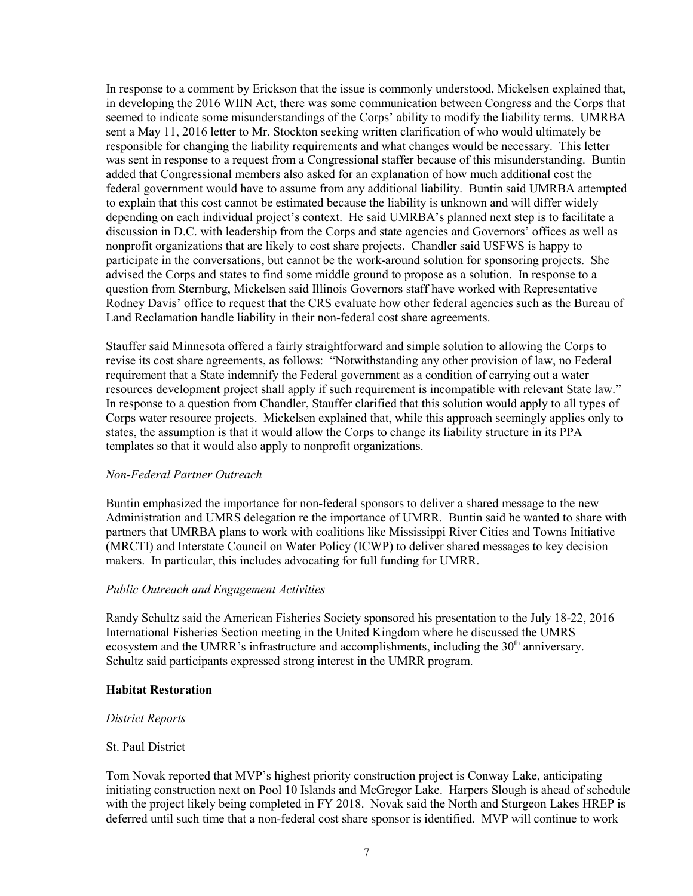In response to a comment by Erickson that the issue is commonly understood, Mickelsen explained that, in developing the 2016 WIIN Act, there was some communication between Congress and the Corps that seemed to indicate some misunderstandings of the Corps' ability to modify the liability terms. UMRBA sent a May 11, 2016 letter to Mr. Stockton seeking written clarification of who would ultimately be responsible for changing the liability requirements and what changes would be necessary. This letter was sent in response to a request from a Congressional staffer because of this misunderstanding. Buntin added that Congressional members also asked for an explanation of how much additional cost the federal government would have to assume from any additional liability. Buntin said UMRBA attempted to explain that this cost cannot be estimated because the liability is unknown and will differ widely depending on each individual project's context. He said UMRBA's planned next step is to facilitate a discussion in D.C. with leadership from the Corps and state agencies and Governors' offices as well as nonprofit organizations that are likely to cost share projects. Chandler said USFWS is happy to participate in the conversations, but cannot be the work-around solution for sponsoring projects. She advised the Corps and states to find some middle ground to propose as a solution. In response to a question from Sternburg, Mickelsen said Illinois Governors staff have worked with Representative Rodney Davis' office to request that the CRS evaluate how other federal agencies such as the Bureau of Land Reclamation handle liability in their non-federal cost share agreements.

Stauffer said Minnesota offered a fairly straightforward and simple solution to allowing the Corps to revise its cost share agreements, as follows: "Notwithstanding any other provision of law, no Federal requirement that a State indemnify the Federal government as a condition of carrying out a water resources development project shall apply if such requirement is incompatible with relevant State law." In response to a question from Chandler, Stauffer clarified that this solution would apply to all types of Corps water resource projects. Mickelsen explained that, while this approach seemingly applies only to states, the assumption is that it would allow the Corps to change its liability structure in its PPA templates so that it would also apply to nonprofit organizations.

*Non-Federal Partner Outreach*

Buntin emphasized the importance for non-federal sponsors to deliver a shared message to the new Administration and UMRS delegation re the importance of UMRR. Buntin said he wanted to share with partners that UMRBA plans to work with coalitions like Mississippi River Cities and Towns Initiative (MRCTI) and Interstate Council on Water Policy (ICWP) to deliver shared messages to key decision makers. In particular, this includes advocating for full funding for UMRR.

*Public Outreach and Engagement Activities*

Randy Schultz said the American Fisheries Society sponsored his presentation to the July 18-22, 2016 International Fisheries Section meeting in the United Kingdom where he discussed the UMRS ecosystem and the UMRR's infrastructure and accomplishments, including the 30th anniversary. Schultz said participants expressed strong interest in the UMRR program.

**Habitat Restoration**

*District Reports*

St. Paul District

Tom Novak reported that MVP's highest priority construction project is Conway Lake, anticipating initiating construction next on Pool 10 Islands and McGregor Lake. Harpers Slough is ahead of schedule with the project likely being completed in FY 2018. Novak said the North and Sturgeon Lakes HREP is deferred until such time that a non-federal cost share sponsor is identified. MVP will continue to work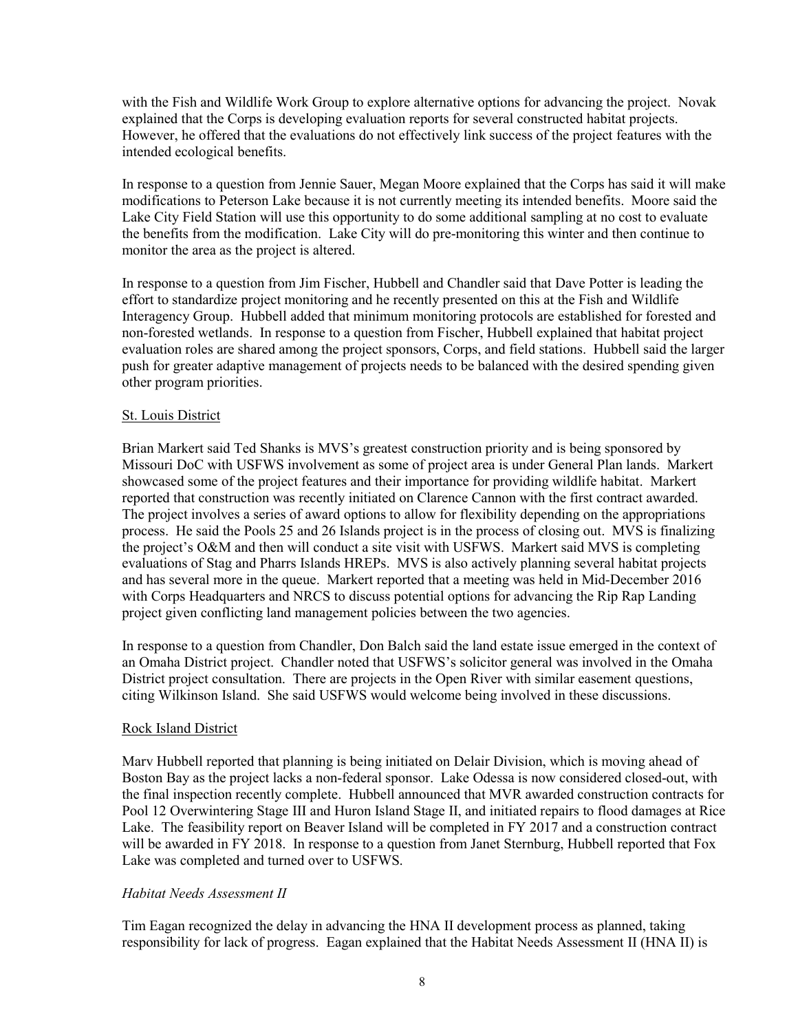with the Fish and Wildlife Work Group to explore alternative options for advancing the project. Novak explained that the Corps is developing evaluation reports for several constructed habitat projects. However, he offered that the evaluations do not effectively link success of the project features with the intended ecological benefits.

In response to a question from Jennie Sauer, Megan Moore explained that the Corps has said it will make modifications to Peterson Lake because it is not currently meeting its intended benefits. Moore said the Lake City Field Station will use this opportunity to do some additional sampling at no cost to evaluate the benefits from the modification. Lake City will do pre-monitoring this winter and then continue to monitor the area as the project is altered.

In response to a question from Jim Fischer, Hubbell and Chandler said that Dave Potter is leading the effort to standardize project monitoring and he recently presented on this at the Fish and Wildlife Interagency Group. Hubbell added that minimum monitoring protocols are established for forested and non-forested wetlands. In response to a question from Fischer, Hubbell explained that habitat project evaluation roles are shared among the project sponsors, Corps, and field stations. Hubbell said the larger push for greater adaptive management of projects needs to be balanced with the desired spending given other program priorities.

St. Louis District

Brian Markert said Ted Shanks is MVS's greatest construction priority and is being sponsored by Missouri DoC with USFWS involvement as some of project area is under General Plan lands. Markert showcased some of the project features and their importance for providing wildlife habitat. Markert reported that construction was recently initiated on Clarence Cannon with the first contract awarded. The project involves a series of award options to allow for flexibility depending on the appropriations process. He said the Pools 25 and 26 Islands project is in the process of closing out. MVS is finalizing the project's O&M and then will conduct a site visit with USFWS. Markert said MVS is completing evaluations of Stag and Pharrs Islands HREPs. MVS is also actively planning several habitat projects and has several more in the queue. Markert reported that a meeting was held in Mid-December 2016 with Corps Headquarters and NRCS to discuss potential options for advancing the Rip Rap Landing project given conflicting land management policies between the two agencies.

In response to a question from Chandler, Don Balch said the land estate issue emerged in the context of an Omaha District project. Chandler noted that USFWS's solicitor general was involved in the Omaha District project consultation. There are projects in the Open River with similar easement questions, citing Wilkinson Island. She said USFWS would welcome being involved in these discussions.

Rock Island District

Marv Hubbell reported that planning is being initiated on Delair Division, which is moving ahead of Boston Bay as the project lacks a non-federal sponsor. Lake Odessa is now considered closed-out, with the final inspection recently complete. Hubbell announced that MVR awarded construction contracts for Pool 12 Overwintering Stage III and Huron Island Stage II, and initiated repairs to flood damages at Rice Lake. The feasibility report on Beaver Island will be completed in FY 2017 and a construction contract will be awarded in FY 2018. In response to a question from Janet Sternburg, Hubbell reported that Fox Lake was completed and turned over to USFWS.

*Habitat Needs Assessment II*

Tim Eagan recognized the delay in advancing the HNA II development process as planned, taking responsibility for lack of progress. Eagan explained that the Habitat Needs Assessment II (HNA II) is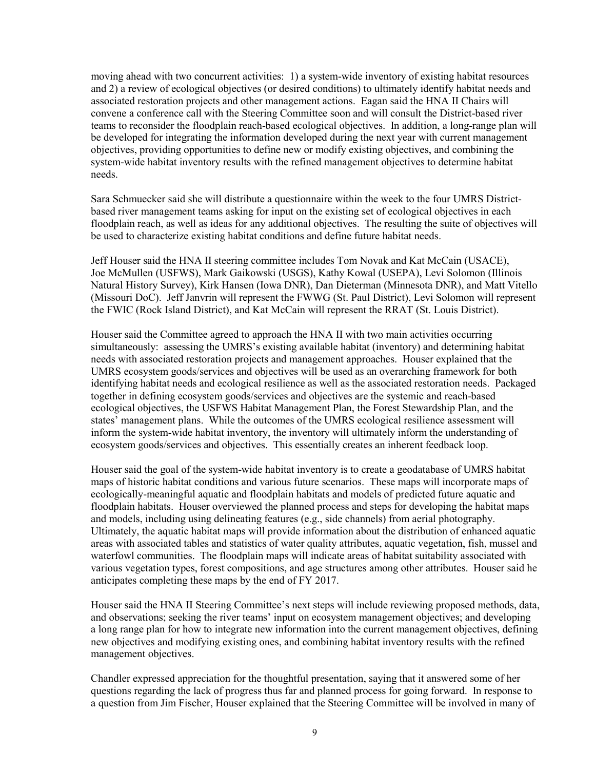moving ahead with two concurrent activities: 1) a system-wide inventory of existing habitat resources and 2) a review of ecological objectives (or desired conditions) to ultimately identify habitat needs and associated restoration projects and other management actions. Eagan said the HNA II Chairs will convene a conference call with the Steering Committee soon and will consult the District-based river teams to reconsider the floodplain reach-based ecological objectives. In addition, a long-range plan will be developed for integrating the information developed during the next year with current management objectives, providing opportunities to define new or modify existing objectives, and combining the system-wide habitat inventory results with the refined management objectives to determine habitat needs.

Sara Schmuecker said she will distribute a questionnaire within the week to the four UMRS District-based river management teams asking for input on the existing set of ecological objectives in each floodplain reach, as well as ideas for any additional objectives. The resulting the suite of objectives will be used to characterize existing habitat conditions and define future habitat needs.

Jeff Houser said the HNA II steering committee includes Tom Novak and Kat McCain (USACE), Joe McMullen (USFWS), Mark Gaikowski (USGS), Kathy Kowal (USEPA), Levi Solomon (Illinois Natural History Survey), Kirk Hansen (Iowa DNR), Dan Dieterman (Minnesota DNR), and Matt Vitello (Missouri DoC). Jeff Janvrin will represent the FWWG (St. Paul District), Levi Solomon will represent the FWIC (Rock Island District), and Kat McCain will represent the RRAT (St. Louis District).

Houser said the Committee agreed to approach the HNA II with two main activities occurring simultaneously: assessing the UMRS's existing available habitat (inventory) and determining habitat needs with associated restoration projects and management approaches. Houser explained that the UMRS ecosystem goods/services and objectives will be used as an overarching framework for both identifying habitat needs and ecological resilience as well as the associated restoration needs. Packaged together in defining ecosystem goods/services and objectives are the systemic and reach-based ecological objectives, the USFWS Habitat Management Plan, the Forest Stewardship Plan, and the states' management plans. While the outcomes of the UMRS ecological resilience assessment will inform the system-wide habitat inventory, the inventory will ultimately inform the understanding of ecosystem goods/services and objectives. This essentially creates an inherent feedback loop.

Houser said the goal of the system-wide habitat inventory is to create a geodatabase of UMRS habitat maps of historic habitat conditions and various future scenarios. These maps will incorporate maps of ecologically-meaningful aquatic and floodplain habitats and models of predicted future aquatic and floodplain habitats. Houser overviewed the planned process and steps for developing the habitat maps and models, including using delineating features (e.g., side channels) from aerial photography. Ultimately, the aquatic habitat maps will provide information about the distribution of enhanced aquatic areas with associated tables and statistics of water quality attributes, aquatic vegetation, fish, mussel and waterfowl communities. The floodplain maps will indicate areas of habitat suitability associated with various vegetation types, forest compositions, and age structures among other attributes. Houser said he anticipates completing these maps by the end of FY 2017.

Houser said the HNA II Steering Committee's next steps will include reviewing proposed methods, data, and observations; seeking the river teams' input on ecosystem management objectives; and developing a long range plan for how to integrate new information into the current management objectives, defining new objectives and modifying existing ones, and combining habitat inventory results with the refined management objectives.

Chandler expressed appreciation for the thoughtful presentation, saying that it answered some of her questions regarding the lack of progress thus far and planned process for going forward. In response to a question from Jim Fischer, Houser explained that the Steering Committee will be involved in many of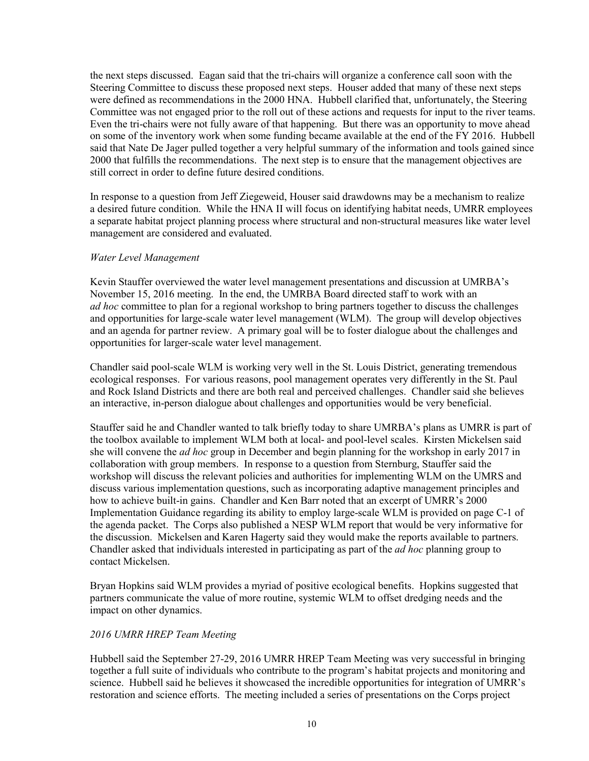the next steps discussed. Eagan said that the tri-chairs will organize a conference call soon with the Steering Committee to discuss these proposed next steps. Houser added that many of these next steps were defined as recommendations in the 2000 HNA. Hubbell clarified that, unfortunately, the Steering Committee was not engaged prior to the roll out of these actions and requests for input to the river teams. Even the tri-chairs were not fully aware of that happening. But there was an opportunity to move ahead on some of the inventory work when some funding became available at the end of the FY 2016. Hubbell said that Nate De Jager pulled together a very helpful summary of the information and tools gained since 2000 that fulfills the recommendations. The next step is to ensure that the management objectives are still correct in order to define future desired conditions.

In response to a question from Jeff Ziegeweid, Houser said drawdowns may be a mechanism to realize a desired future condition. While the HNA II will focus on identifying habitat needs, UMRR employees a separate habitat project planning process where structural and non-structural measures like water level management are considered and evaluated.

*Water Level Management*

Kevin Stauffer overviewed the water level management presentations and discussion at UMRBA's November 15, 2016 meeting. In the end, the UMRBA Board directed staff to work with an *ad hoc* committee to plan for a regional workshop to bring partners together to discuss the challenges and opportunities for large-scale water level management (WLM). The group will develop objectives and an agenda for partner review. A primary goal will be to foster dialogue about the challenges and opportunities for larger-scale water level management.

Chandler said pool-scale WLM is working very well in the St. Louis District, generating tremendous ecological responses. For various reasons, pool management operates very differently in the St. Paul and Rock Island Districts and there are both real and perceived challenges. Chandler said she believes an interactive, in-person dialogue about challenges and opportunities would be very beneficial.

Stauffer said he and Chandler wanted to talk briefly today to share UMRBA's plans as UMRR is part of the toolbox available to implement WLM both at local- and pool-level scales. Kirsten Mickelsen said she will convene the *ad hoc* group in December and begin planning for the workshop in early 2017 in collaboration with group members. In response to a question from Sternburg, Stauffer said the workshop will discuss the relevant policies and authorities for implementing WLM on the UMRS and discuss various implementation questions, such as incorporating adaptive management principles and how to achieve built-in gains. Chandler and Ken Barr noted that an excerpt of UMRR's 2000 Implementation Guidance regarding its ability to employ large-scale WLM is provided on page C-1 of the agenda packet. The Corps also published a NESP WLM report that would be very informative for the discussion. Mickelsen and Karen Hagerty said they would make the reports available to partners. Chandler asked that individuals interested in participating as part of the *ad hoc* planning group to contact Mickelsen.

Bryan Hopkins said WLM provides a myriad of positive ecological benefits. Hopkins suggested that partners communicate the value of more routine, systemic WLM to offset dredging needs and the impact on other dynamics.

*2016 UMRR HREP Team Meeting*

Hubbell said the September 27-29, 2016 UMRR HREP Team Meeting was very successful in bringing together a full suite of individuals who contribute to the program's habitat projects and monitoring and science. Hubbell said he believes it showcased the incredible opportunities for integration of UMRR's restoration and science efforts. The meeting included a series of presentations on the Corps project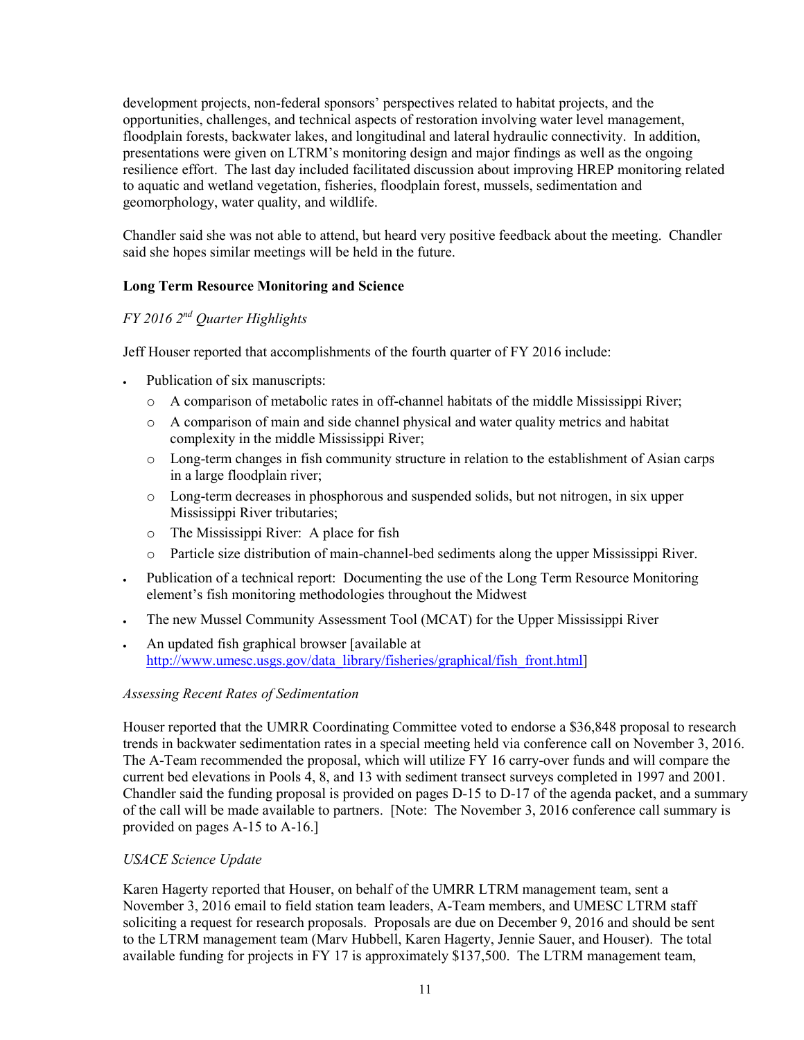development projects, non-federal sponsors' perspectives related to habitat projects, and the opportunities, challenges, and technical aspects of restoration involving water level management, floodplain forests, backwater lakes, and longitudinal and lateral hydraulic connectivity. In addition, presentations were given on LTRM's monitoring design and major findings as well as the ongoing resilience effort. The last day included facilitated discussion about improving HREP monitoring related to aquatic and wetland vegetation, fisheries, floodplain forest, mussels, sedimentation and geomorphology, water quality, and wildlife.

Chandler said she was not able to attend, but heard very positive feedback about the meeting. Chandler said she hopes similar meetings will be held in the future.

**Long Term Resource Monitoring and Science**

*FY 2016 2nd Quarter Highlights*

Jeff Houser reported that accomplishments of the fourth quarter of FY 2016 include:

- Publication of six manuscripts:
  - A comparison of metabolic rates in off-channel habitats of the middle Mississippi River;
  - A comparison of main and side channel physical and water quality metrics and habitat complexity in the middle Mississippi River;
  - Long-term changes in fish community structure in relation to the establishment of Asian carps in a large floodplain river;
  - Long-term decreases in phosphorous and suspended solids, but not nitrogen, in six upper Mississippi River tributaries;
  - The Mississippi River: A place for fish
  - Particle size distribution of main-channel-bed sediments along the upper Mississippi River.
- Publication of a technical report: Documenting the use of the Long Term Resource Monitoring element's fish monitoring methodologies throughout the Midwest
- The new Mussel Community Assessment Tool (MCAT) for the Upper Mississippi River
- An updated fish graphical browser [available at http://www.umesc.usgs.gov/data_library/fisheries/graphical/fish_front.html]

*Assessing Recent Rates of Sedimentation*

Houser reported that the UMRR Coordinating Committee voted to endorse a $36,848 proposal to research trends in backwater sedimentation rates in a special meeting held via conference call on November 3, 2016. The A-Team recommended the proposal, which will utilize FY 16 carry-over funds and will compare the current bed elevations in Pools 4, 8, and 13 with sediment transect surveys completed in 1997 and 2001. Chandler said the funding proposal is provided on pages D-15 to D-17 of the agenda packet, and a summary of the call will be made available to partners. [Note: The November 3, 2016 conference call summary is provided on pages A-15 to A-16.]

*USACE Science Update*

Karen Hagerty reported that Houser, on behalf of the UMRR LTRM management team, sent a November 3, 2016 email to field station team leaders, A-Team members, and UMESC LTRM staff soliciting a request for research proposals. Proposals are due on December 9, 2016 and should be sent to the LTRM management team (Marv Hubbell, Karen Hagerty, Jennie Sauer, and Houser). The total available funding for projects in FY 17 is approximately $137,500. The LTRM management team,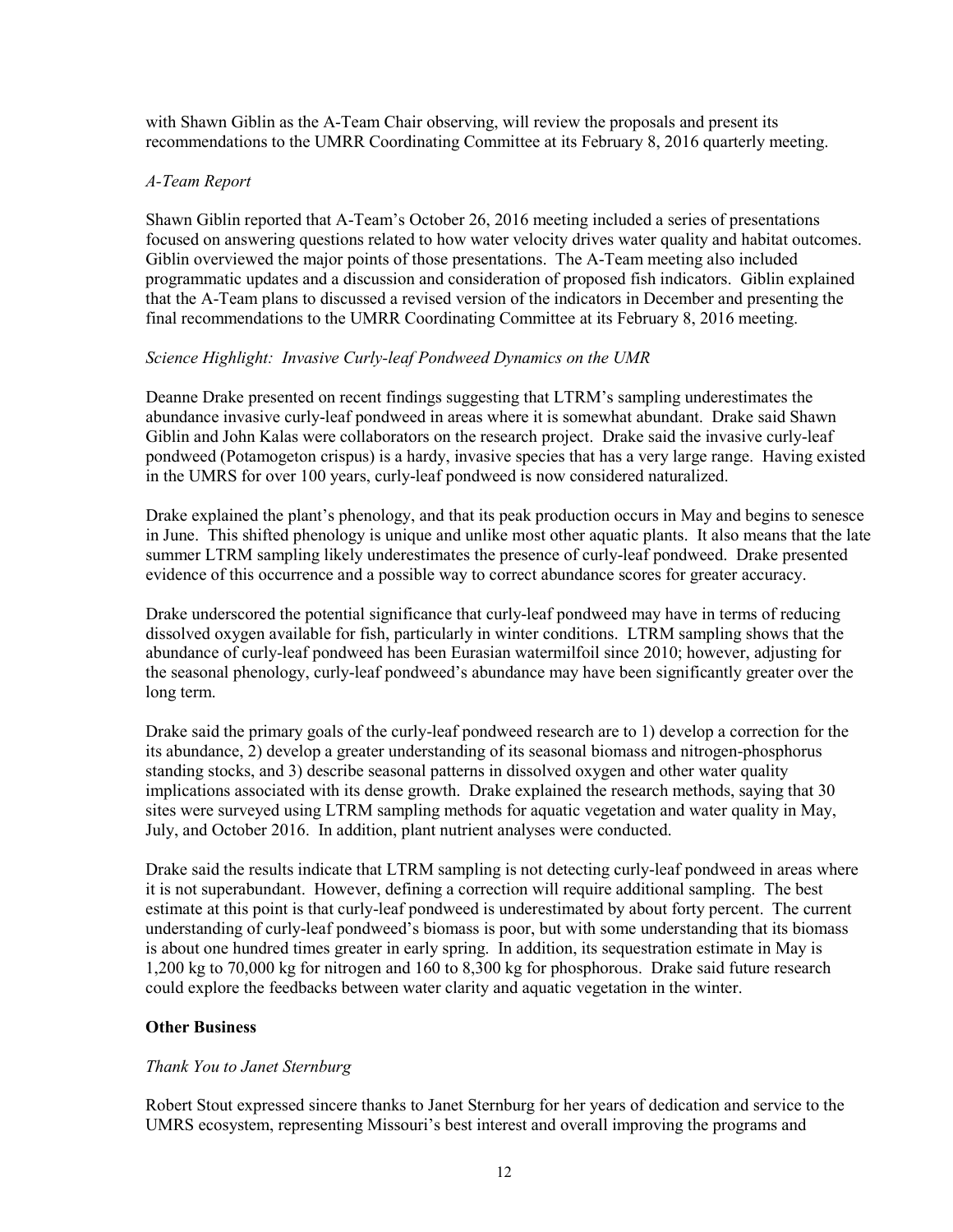with Shawn Giblin as the A-Team Chair observing, will review the proposals and present its recommendations to the UMRR Coordinating Committee at its February 8, 2016 quarterly meeting.

*A-Team Report*

Shawn Giblin reported that A-Team's October 26, 2016 meeting included a series of presentations focused on answering questions related to how water velocity drives water quality and habitat outcomes. Giblin overviewed the major points of those presentations. The A-Team meeting also included programmatic updates and a discussion and consideration of proposed fish indicators. Giblin explained that the A-Team plans to discussed a revised version of the indicators in December and presenting the final recommendations to the UMRR Coordinating Committee at its February 8, 2016 meeting.

*Science Highlight: Invasive Curly-leaf Pondweed Dynamics on the UMR*

Deanne Drake presented on recent findings suggesting that LTRM's sampling underestimates the abundance invasive curly-leaf pondweed in areas where it is somewhat abundant. Drake said Shawn Giblin and John Kalas were collaborators on the research project. Drake said the invasive curly-leaf pondweed (Potamogeton crispus) is a hardy, invasive species that has a very large range. Having existed in the UMRS for over 100 years, curly-leaf pondweed is now considered naturalized.

Drake explained the plant's phenology, and that its peak production occurs in May and begins to senesce in June. This shifted phenology is unique and unlike most other aquatic plants. It also means that the late summer LTRM sampling likely underestimates the presence of curly-leaf pondweed. Drake presented evidence of this occurrence and a possible way to correct abundance scores for greater accuracy.

Drake underscored the potential significance that curly-leaf pondweed may have in terms of reducing dissolved oxygen available for fish, particularly in winter conditions. LTRM sampling shows that the abundance of curly-leaf pondweed has been Eurasian watermilfoil since 2010; however, adjusting for the seasonal phenology, curly-leaf pondweed's abundance may have been significantly greater over the long term.

Drake said the primary goals of the curly-leaf pondweed research are to 1) develop a correction for the its abundance, 2) develop a greater understanding of its seasonal biomass and nitrogen-phosphorus standing stocks, and 3) describe seasonal patterns in dissolved oxygen and other water quality implications associated with its dense growth. Drake explained the research methods, saying that 30 sites were surveyed using LTRM sampling methods for aquatic vegetation and water quality in May, July, and October 2016. In addition, plant nutrient analyses were conducted.

Drake said the results indicate that LTRM sampling is not detecting curly-leaf pondweed in areas where it is not superabundant. However, defining a correction will require additional sampling. The best estimate at this point is that curly-leaf pondweed is underestimated by about forty percent. The current understanding of curly-leaf pondweed's biomass is poor, but with some understanding that its biomass is about one hundred times greater in early spring. In addition, its sequestration estimate in May is 1,200 kg to 70,000 kg for nitrogen and 160 to 8,300 kg for phosphorous. Drake said future research could explore the feedbacks between water clarity and aquatic vegetation in the winter.

## Other Business

*Thank You to Janet Sternburg*

Robert Stout expressed sincere thanks to Janet Sternburg for her years of dedication and service to the UMRS ecosystem, representing Missouri's best interest and overall improving the programs and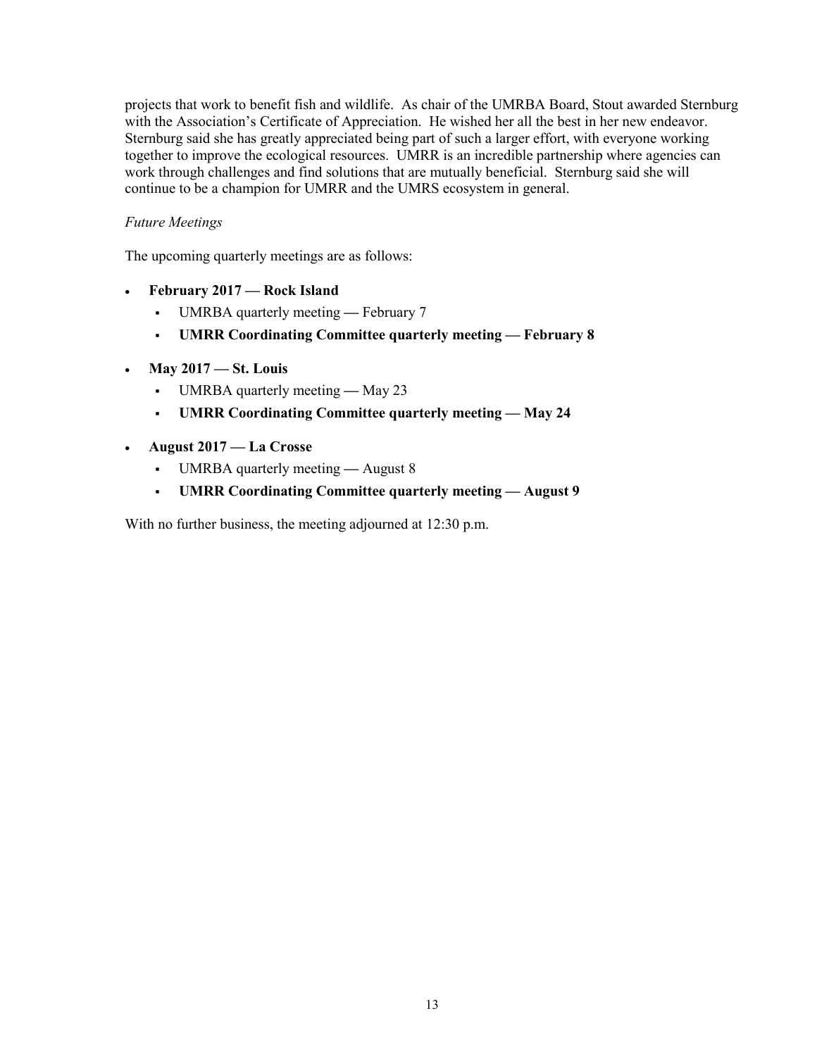projects that work to benefit fish and wildlife. As chair of the UMRBA Board, Stout awarded Sternburg with the Association's Certificate of Appreciation. He wished her all the best in her new endeavor. Sternburg said she has greatly appreciated being part of such a larger effort, with everyone working together to improve the ecological resources. UMRR is an incredible partnership where agencies can work through challenges and find solutions that are mutually beneficial. Sternburg said she will continue to be a champion for UMRR and the UMRS ecosystem in general.

*Future Meetings*

The upcoming quarterly meetings are as follows:

- **February 2017 — Rock Island**
  - UMRBA quarterly meeting — February 7
  - **UMRR Coordinating Committee quarterly meeting — February 8**
- **May 2017 — St. Louis**
  - UMRBA quarterly meeting — May 23
  - **UMRR Coordinating Committee quarterly meeting — May 24**
- **August 2017 — La Crosse**
  - UMRBA quarterly meeting — August 8
  - **UMRR Coordinating Committee quarterly meeting — August 9**

With no further business, the meeting adjourned at 12:30 p.m.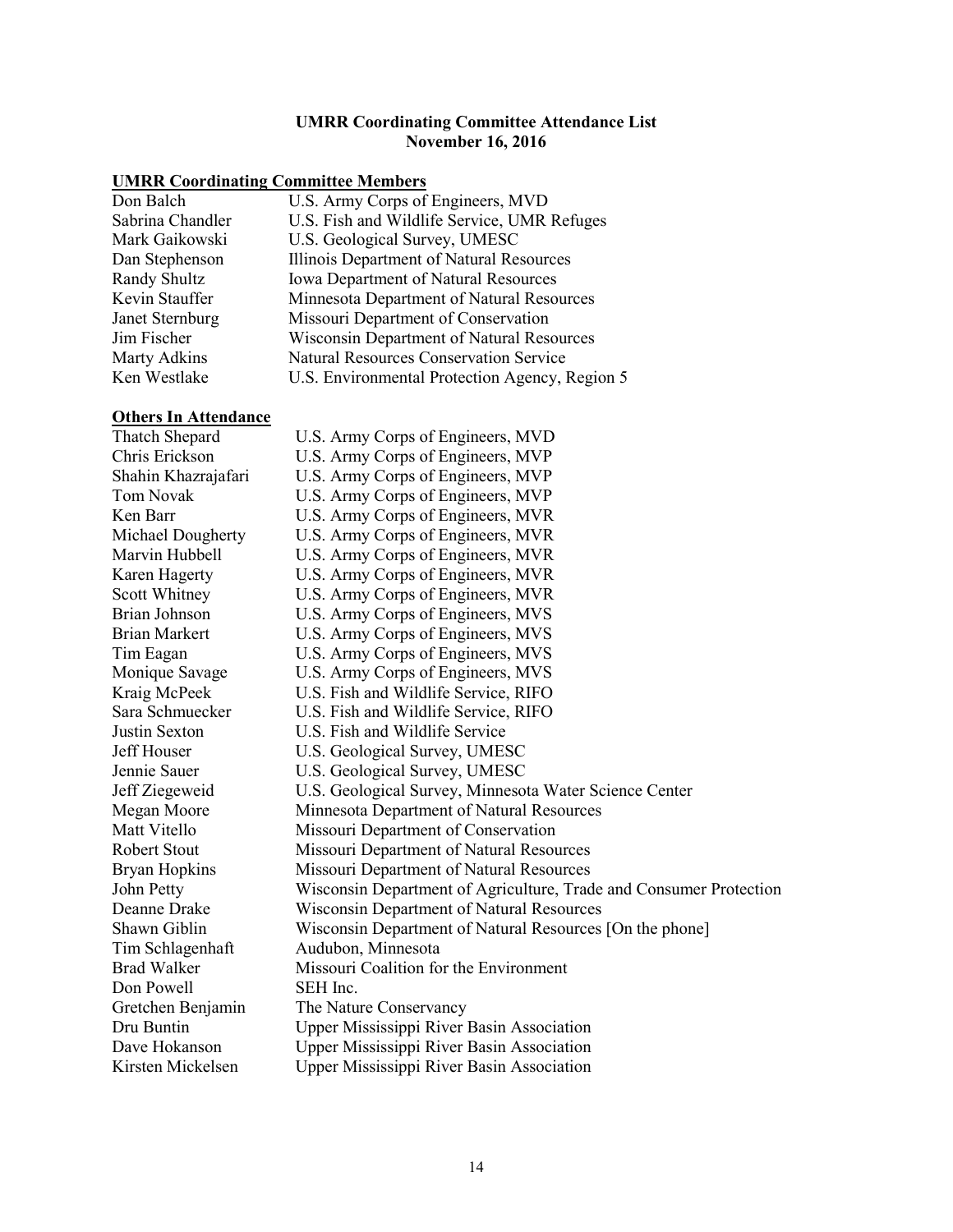# UMRR Coordinating Committee Attendance List
## November 16, 2016

### UMRR Coordinating Committee Members

| | |
|---|---|
| Don Balch | U.S. Army Corps of Engineers, MVD |
| Sabrina Chandler | U.S. Fish and Wildlife Service, UMR Refuges |
| Mark Gaikowski | U.S. Geological Survey, UMESC |
| Dan Stephenson | Illinois Department of Natural Resources |
| Randy Shultz | Iowa Department of Natural Resources |
| Kevin Stauffer | Minnesota Department of Natural Resources |
| Janet Sternburg | Missouri Department of Conservation |
| Jim Fischer | Wisconsin Department of Natural Resources |
| Marty Adkins | Natural Resources Conservation Service |
| Ken Westlake | U.S. Environmental Protection Agency, Region 5 |

### Others In Attendance

| | |
|---|---|
| Thatch Shepard | U.S. Army Corps of Engineers, MVD |
| Chris Erickson | U.S. Army Corps of Engineers, MVP |
| Shahin Khazrajafari | U.S. Army Corps of Engineers, MVP |
| Tom Novak | U.S. Army Corps of Engineers, MVP |
| Ken Barr | U.S. Army Corps of Engineers, MVR |
| Michael Dougherty | U.S. Army Corps of Engineers, MVR |
| Marvin Hubbell | U.S. Army Corps of Engineers, MVR |
| Karen Hagerty | U.S. Army Corps of Engineers, MVR |
| Scott Whitney | U.S. Army Corps of Engineers, MVR |
| Brian Johnson | U.S. Army Corps of Engineers, MVS |
| Brian Markert | U.S. Army Corps of Engineers, MVS |
| Tim Eagan | U.S. Army Corps of Engineers, MVS |
| Monique Savage | U.S. Army Corps of Engineers, MVS |
| Kraig McPeek | U.S. Fish and Wildlife Service, RIFO |
| Sara Schmuecker | U.S. Fish and Wildlife Service, RIFO |
| Justin Sexton | U.S. Fish and Wildlife Service |
| Jeff Houser | U.S. Geological Survey, UMESC |
| Jennie Sauer | U.S. Geological Survey, UMESC |
| Jeff Ziegeweid | U.S. Geological Survey, Minnesota Water Science Center |
| Megan Moore | Minnesota Department of Natural Resources |
| Matt Vitello | Missouri Department of Conservation |
| Robert Stout | Missouri Department of Natural Resources |
| Bryan Hopkins | Missouri Department of Natural Resources |
| John Petty | Wisconsin Department of Agriculture, Trade and Consumer Protection |
| Deanne Drake | Wisconsin Department of Natural Resources |
| Shawn Giblin | Wisconsin Department of Natural Resources [On the phone] |
| Tim Schlagenhaft | Audubon, Minnesota |
| Brad Walker | Missouri Coalition for the Environment |
| Don Powell | SEH Inc. |
| Gretchen Benjamin | The Nature Conservancy |
| Dru Buntin | Upper Mississippi River Basin Association |
| Dave Hokanson | Upper Mississippi River Basin Association |
| Kirsten Mickelsen | Upper Mississippi River Basin Association |